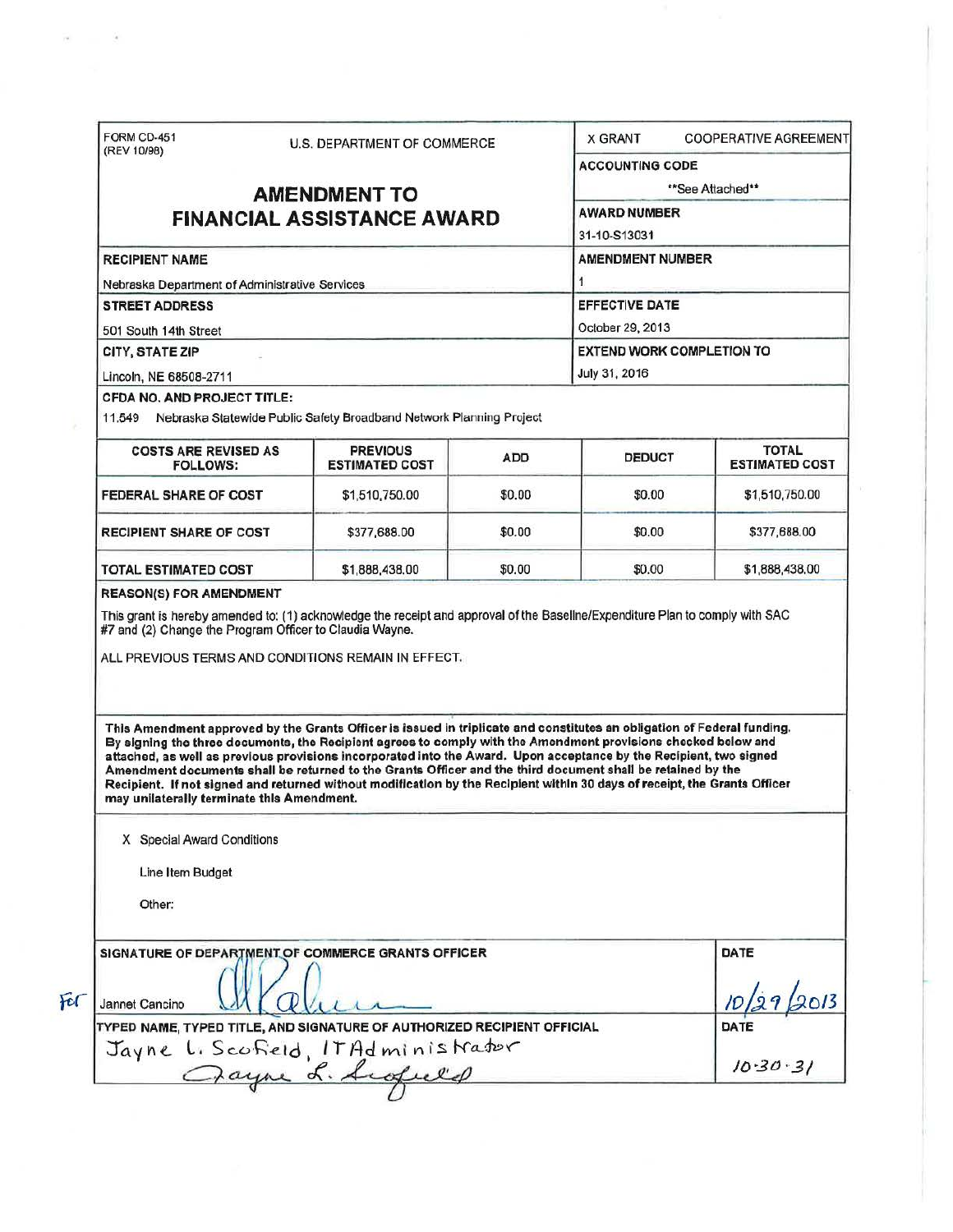FORM CD-451
(REV 10/98)

U.S. DEPARTMENT OF COMMERCE

# AMENDMENT TO FINANCIAL ASSISTANCE AWARD

X GRANT COOPERATIVE AGREEMENT

**ACCOUNTING CODE**

\*\*See Attached\*\*

**AWARD NUMBER**

31-10-S13031

**RECIPIENT NAME**

Nebraska Department of Administrative Services

**AMENDMENT NUMBER**

1

**STREET ADDRESS**

501 South 14th Street

**EFFECTIVE DATE**

October 29, 2013

**CITY, STATE ZIP**

Lincoln, NE 68508-2711

**EXTEND WORK COMPLETION TO**

July 31, 2016

**CFDA NO. AND PROJECT TITLE:**

11.549 Nebraska Statewide Public Safety Broadband Network Planning Project

| COSTS ARE REVISED AS FOLLOWS: | PREVIOUS ESTIMATED COST | ADD | DEDUCT | TOTAL ESTIMATED COST |
|---|---|---|---|---|
| FEDERAL SHARE OF COST | $1,510,750.00 | $0.00 | $0.00 | $1,510,750.00 |
| RECIPIENT SHARE OF COST | $377,688.00 | $0.00 | $0.00 | $377,688.00 |
| TOTAL ESTIMATED COST | $1,888,438.00 | $0.00 | $0.00 | $1,888,438.00 |

**REASON(S) FOR AMENDMENT**

This grant is hereby amended to: (1) acknowledge the receipt and approval of the Baseline/Expenditure Plan to comply with SAC #7 and (2) Change the Program Officer to Claudia Wayne.

ALL PREVIOUS TERMS AND CONDITIONS REMAIN IN EFFECT.

**This Amendment approved by the Grants Officer is issued in triplicate and constitutes an obligation of Federal funding. By signing the three documents, the Recipient agrees to comply with the Amendment provisions checked below and attached, as well as previous provisions incorporated into the Award. Upon acceptance by the Recipient, two signed Amendment documents shall be returned to the Grants Officer and the third document shall be retained by the Recipient. If not signed and returned without modification by the Recipient within 30 days of receipt, the Grants Officer may unilaterally terminate this Amendment.**

X Special Award Conditions

Line Item Budget

Other:

**SIGNATURE OF DEPARTMENT OF COMMERCE GRANTS OFFICER** — **DATE**

For Jannet Cancino [signature] — 10/29/2013

**TYPED NAME, TYPED TITLE, AND SIGNATURE OF AUTHORIZED RECIPIENT OFFICIAL** — **DATE**

Jayne L. Scofield, IT Administrator [signature] — 10-30-31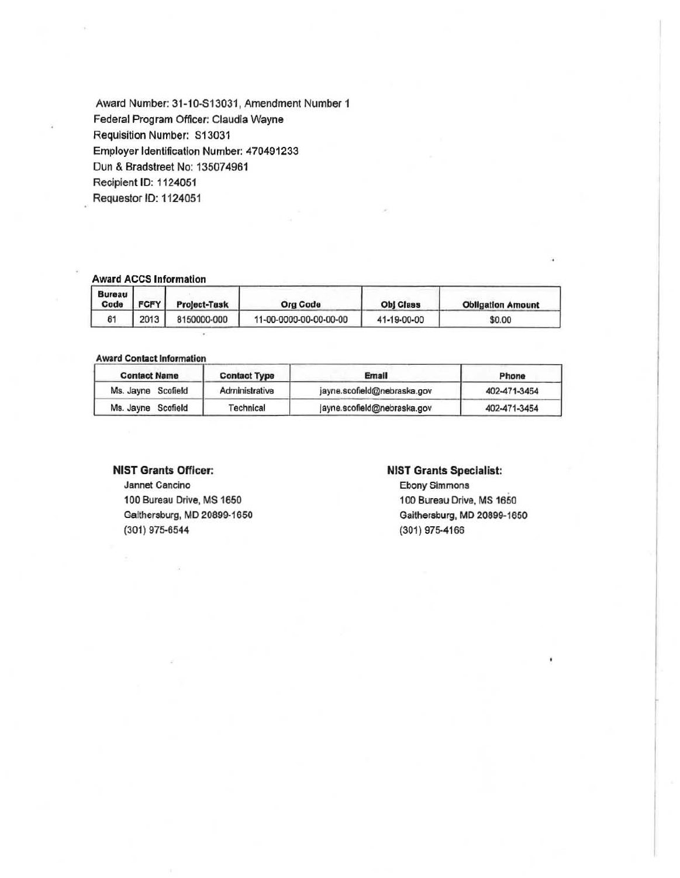Award Number: 31-10-S13031, Amendment Number 1
Federal Program Officer: Claudia Wayne
Requisition Number: S13031
Employer Identification Number: 470491233
Dun & Bradstreet No: 135074961
Recipient ID: 1124051
Requestor ID: 1124051

**Award ACCS Information**

| Bureau Code | FCFY | Project-Task | Org Code | Obj Class | Obligation Amount |
|---|---|---|---|---|---|
| 61 | 2013 | 8150000-000 | 11-00-0000-00-00-00-00 | 41-19-00-00 | $0.00 |

**Award Contact Information**

| Contact Name | Contact Type | Email | Phone |
|---|---|---|---|
| Ms. Jayne Scofield | Administrative | jayne.scofield@nebraska.gov | 402-471-3454 |
| Ms. Jayne Scofield | Technical | jayne.scofield@nebraska.gov | 402-471-3454 |

**NIST Grants Officer:**
Jannet Cancino
100 Bureau Drive, MS 1650
Gaithersburg, MD 20899-1650
(301) 975-6544

**NIST Grants Specialist:**
Ebony Simmons
100 Bureau Drive, MS 1650
Gaithersburg, MD 20899-1650
(301) 975-4166